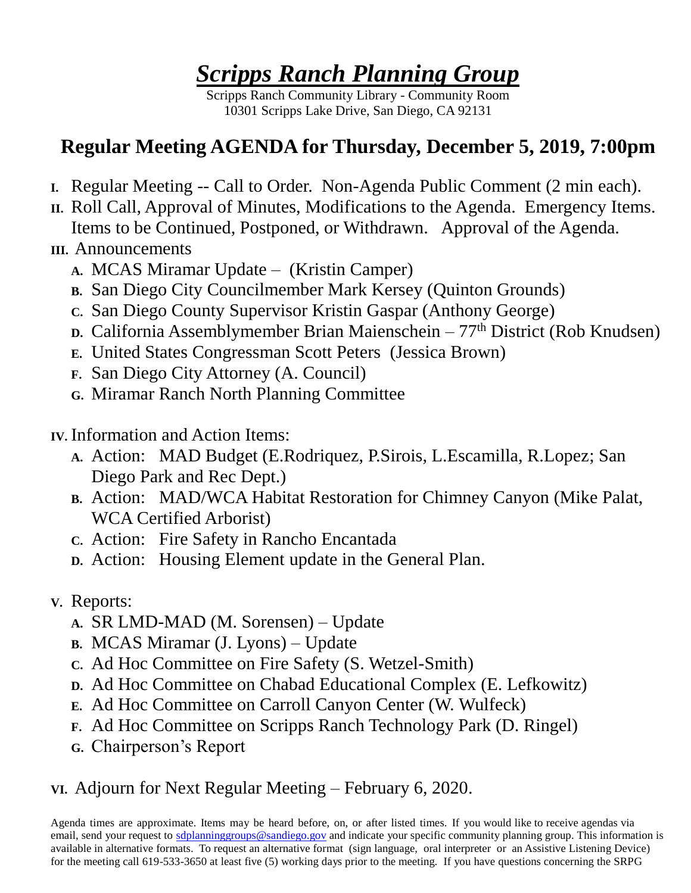# *Scripps Ranch Planning Group*

Scripps Ranch Community Library - Community Room
10301 Scripps Lake Drive, San Diego, CA 92131

## Regular Meeting AGENDA for Thursday, December 5, 2019, 7:00pm

- **I.** Regular Meeting -- Call to Order. Non-Agenda Public Comment (2 min each).
- **II.** Roll Call, Approval of Minutes, Modifications to the Agenda. Emergency Items. Items to be Continued, Postponed, or Withdrawn. Approval of the Agenda.
- **III.** Announcements
  - **A.** MCAS Miramar Update – (Kristin Camper)
  - **B.** San Diego City Councilmember Mark Kersey (Quinton Grounds)
  - **C.** San Diego County Supervisor Kristin Gaspar (Anthony George)
  - **D.** California Assemblymember Brian Maienschein – 77th District (Rob Knudsen)
  - **E.** United States Congressman Scott Peters (Jessica Brown)
  - **F.** San Diego City Attorney (A. Council)
  - **G.** Miramar Ranch North Planning Committee
- **IV.** Information and Action Items:
  - **A.** Action: MAD Budget (E.Rodriquez, P.Sirois, L.Escamilla, R.Lopez; San Diego Park and Rec Dept.)
  - **B.** Action: MAD/WCA Habitat Restoration for Chimney Canyon (Mike Palat, WCA Certified Arborist)
  - **C.** Action: Fire Safety in Rancho Encantada
  - **D.** Action: Housing Element update in the General Plan.
- **V.** Reports:
  - **A.** SR LMD-MAD (M. Sorensen) – Update
  - **B.** MCAS Miramar (J. Lyons) – Update
  - **C.** Ad Hoc Committee on Fire Safety (S. Wetzel-Smith)
  - **D.** Ad Hoc Committee on Chabad Educational Complex (E. Lefkowitz)
  - **E.** Ad Hoc Committee on Carroll Canyon Center (W. Wulfeck)
  - **F.** Ad Hoc Committee on Scripps Ranch Technology Park (D. Ringel)
  - **G.** Chairperson's Report
- **VI.** Adjourn for Next Regular Meeting – February 6, 2020.

Agenda times are approximate. Items may be heard before, on, or after listed times. If you would like to receive agendas via email, send your request to sdplanninggroups@sandiego.gov and indicate your specific community planning group. This information is available in alternative formats. To request an alternative format (sign language, oral interpreter or an Assistive Listening Device) for the meeting call 619-533-3650 at least five (5) working days prior to the meeting. If you have questions concerning the SRPG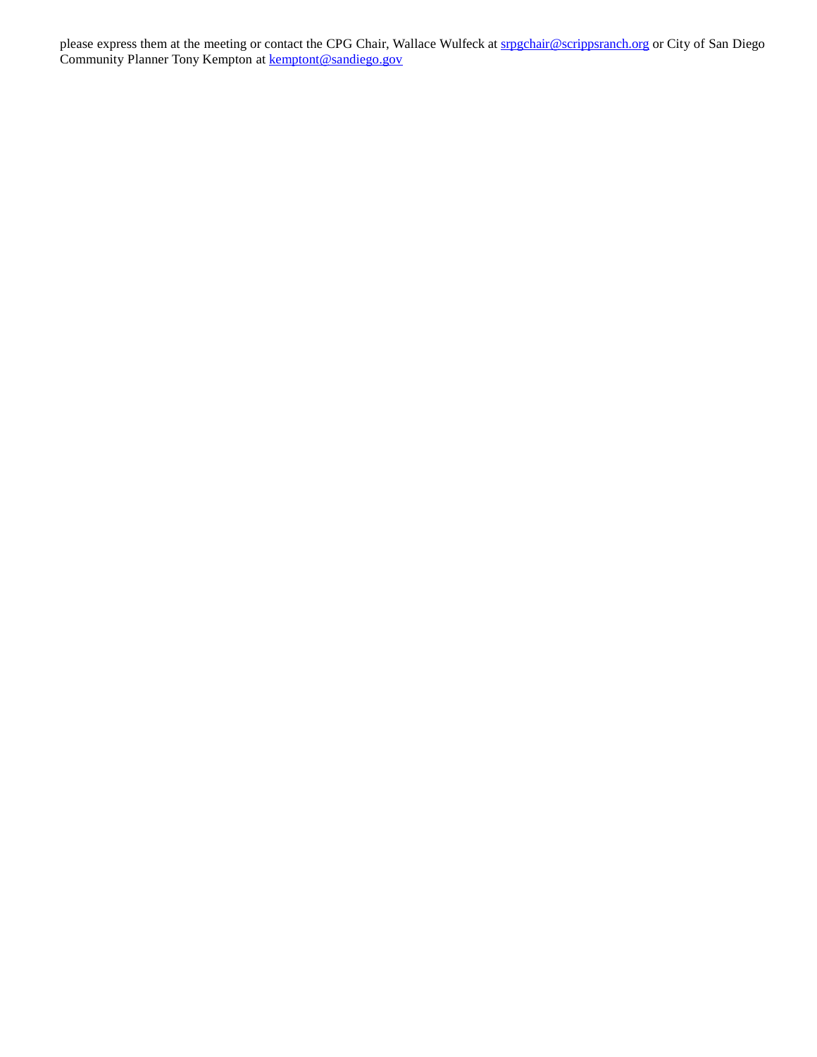please express them at the meeting or contact the CPG Chair, Wallace Wulfeck at [srpgchair@scrippsranch.org](mailto:srpgchair@scrippsranch.org) or City of San Diego Community Planner Tony Kempton at [kemptont@sandiego.gov](mailto:kemptont@sandiego.gov)